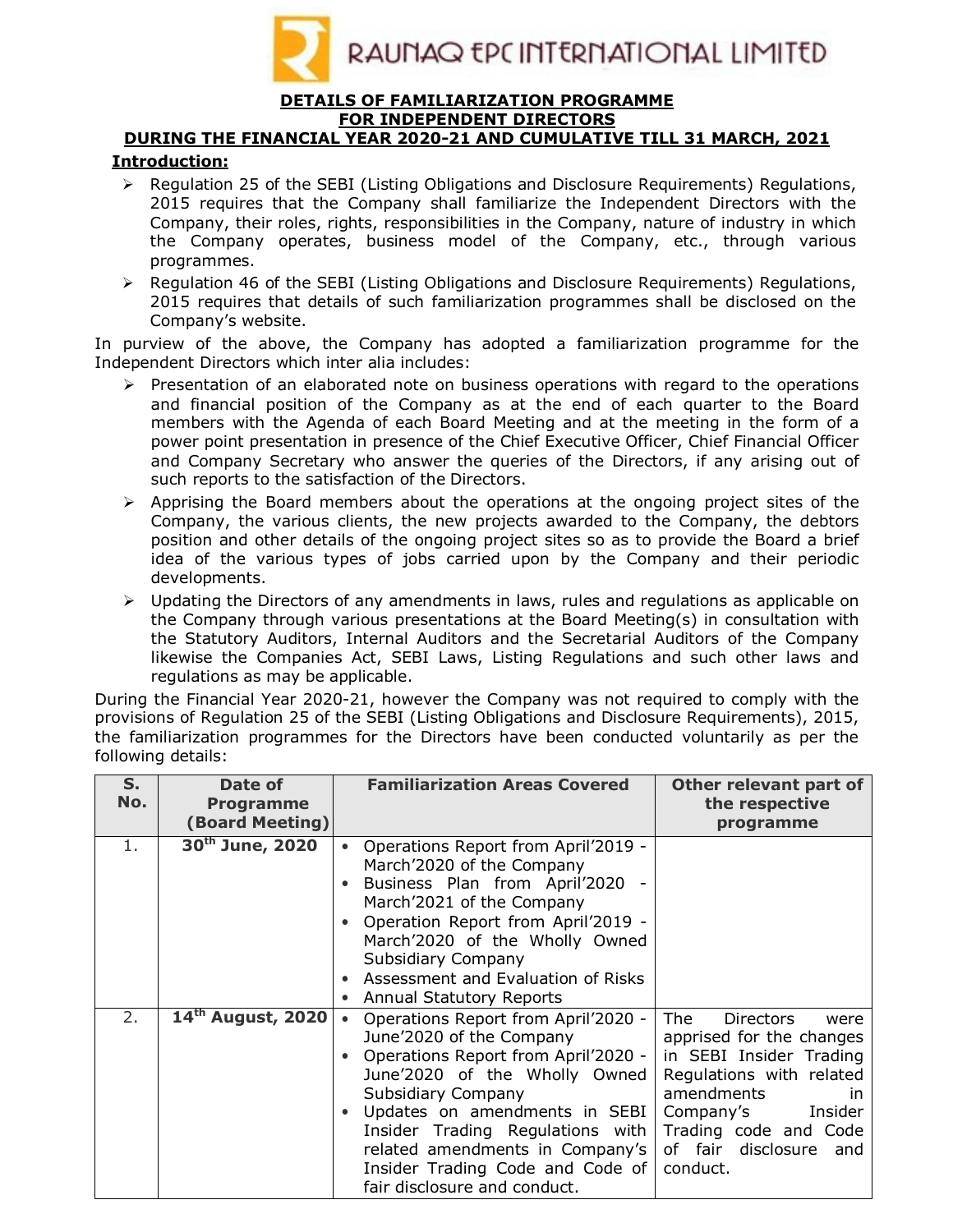# RAUNAQ EPC INTERNATIONAL LIMITED

## DETAILS OF FAMILIARIZATION PROGRAMME FOR INDEPENDENT DIRECTORS DURING THE FINANCIAL YEAR 2020-21 AND CUMULATIVE TILL 31 MARCH, 2021

### Introduction:

- Regulation 25 of the SEBI (Listing Obligations and Disclosure Requirements) Regulations, 2015 requires that the Company shall familiarize the Independent Directors with the Company, their roles, rights, responsibilities in the Company, nature of industry in which the Company operates, business model of the Company, etc., through various programmes.
- Regulation 46 of the SEBI (Listing Obligations and Disclosure Requirements) Regulations, 2015 requires that details of such familiarization programmes shall be disclosed on the Company's website.

In purview of the above, the Company has adopted a familiarization programme for the Independent Directors which inter alia includes:

- Presentation of an elaborated note on business operations with regard to the operations and financial position of the Company as at the end of each quarter to the Board members with the Agenda of each Board Meeting and at the meeting in the form of a power point presentation in presence of the Chief Executive Officer, Chief Financial Officer and Company Secretary who answer the queries of the Directors, if any arising out of such reports to the satisfaction of the Directors.
- Apprising the Board members about the operations at the ongoing project sites of the Company, the various clients, the new projects awarded to the Company, the debtors position and other details of the ongoing project sites so as to provide the Board a brief idea of the various types of jobs carried upon by the Company and their periodic developments.
- Updating the Directors of any amendments in laws, rules and regulations as applicable on the Company through various presentations at the Board Meeting(s) in consultation with the Statutory Auditors, Internal Auditors and the Secretarial Auditors of the Company likewise the Companies Act, SEBI Laws, Listing Regulations and such other laws and regulations as may be applicable.

During the Financial Year 2020-21, however the Company was not required to comply with the provisions of Regulation 25 of the SEBI (Listing Obligations and Disclosure Requirements), 2015, the familiarization programmes for the Directors have been conducted voluntarily as per the following details:

| S. No. | Date of Programme (Board Meeting) | Familiarization Areas Covered | Other relevant part of the respective programme |
|---|---|---|---|
| 1. | **30th June, 2020** | • Operations Report from April'2019 - March'2020 of the Company<br>• Business Plan from April'2020 - March'2021 of the Company<br>• Operation Report from April'2019 - March'2020 of the Wholly Owned Subsidiary Company<br>• Assessment and Evaluation of Risks<br>• Annual Statutory Reports | |
| 2. | **14th August, 2020** | • Operations Report from April'2020 - June'2020 of the Company<br>• Operations Report from April'2020 - June'2020 of the Wholly Owned Subsidiary Company<br>• Updates on amendments in SEBI Insider Trading Regulations with related amendments in Company's Insider Trading Code and Code of fair disclosure and conduct. | The Directors were apprised for the changes in SEBI Insider Trading Regulations with related amendments in Company's Insider Trading code and Code of fair disclosure and conduct. |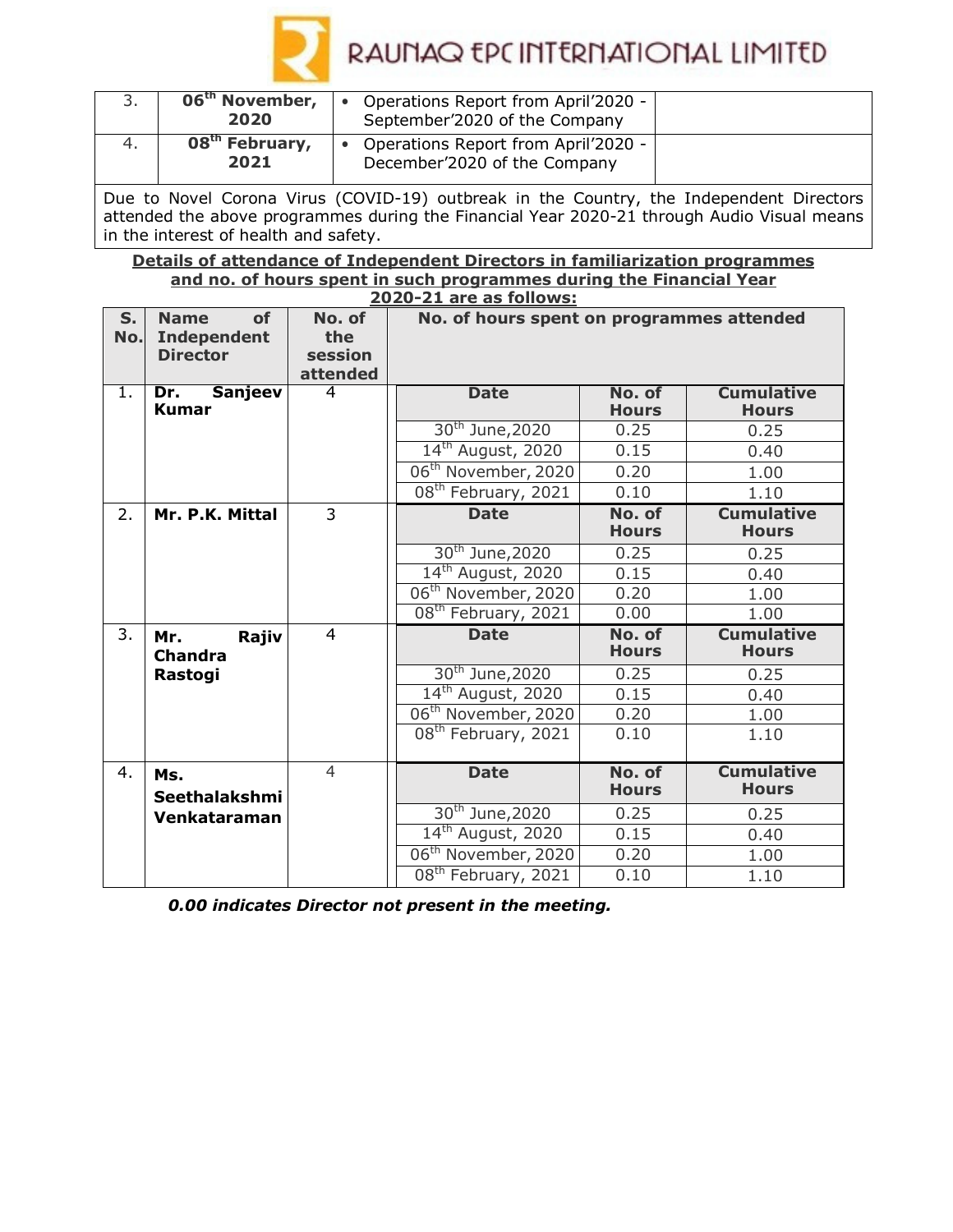| 3. | **06th November, 2020** | • Operations Report from April'2020 - September'2020 of the Company | |
|---|---|---|---|
| 4. | **08th February, 2021** | • Operations Report from April'2020 - December'2020 of the Company | |

Due to Novel Corona Virus (COVID-19) outbreak in the Country, the Independent Directors attended the above programmes during the Financial Year 2020-21 through Audio Visual means in the interest of health and safety.

**Details of attendance of Independent Directors in familiarization programmes and no. of hours spent in such programmes during the Financial Year 2020-21 are as follows:**

| S. No. | Name of Independent Director | No. of the session attended | No. of hours spent on programmes attended | | |
|---|---|---|---|---|---|
| | | | **Date** | **No. of Hours** | **Cumulative Hours** |
| 1. | **Dr. Sanjeev Kumar** | 4 | 30th June,2020 | 0.25 | 0.25 |
| | | | 14th August, 2020 | 0.15 | 0.40 |
| | | | 06th November, 2020 | 0.20 | 1.00 |
| | | | 08th February, 2021 | 0.10 | 1.10 |
| 2. | **Mr. P.K. Mittal** | 3 | **Date** | **No. of Hours** | **Cumulative Hours** |
| | | | 30th June,2020 | 0.25 | 0.25 |
| | | | 14th August, 2020 | 0.15 | 0.40 |
| | | | 06th November, 2020 | 0.20 | 1.00 |
| | | | 08th February, 2021 | 0.00 | 1.00 |
| 3. | **Mr. Rajiv Chandra Rastogi** | 4 | **Date** | **No. of Hours** | **Cumulative Hours** |
| | | | 30th June,2020 | 0.25 | 0.25 |
| | | | 14th August, 2020 | 0.15 | 0.40 |
| | | | 06th November, 2020 | 0.20 | 1.00 |
| | | | 08th February, 2021 | 0.10 | 1.10 |
| 4. | **Ms. Seethalakshmi Venkataraman** | 4 | **Date** | **No. of Hours** | **Cumulative Hours** |
| | | | 30th June,2020 | 0.25 | 0.25 |
| | | | 14th August, 2020 | 0.15 | 0.40 |
| | | | 06th November, 2020 | 0.20 | 1.00 |
| | | | 08th February, 2021 | 0.10 | 1.10 |

***0.00 indicates Director not present in the meeting.***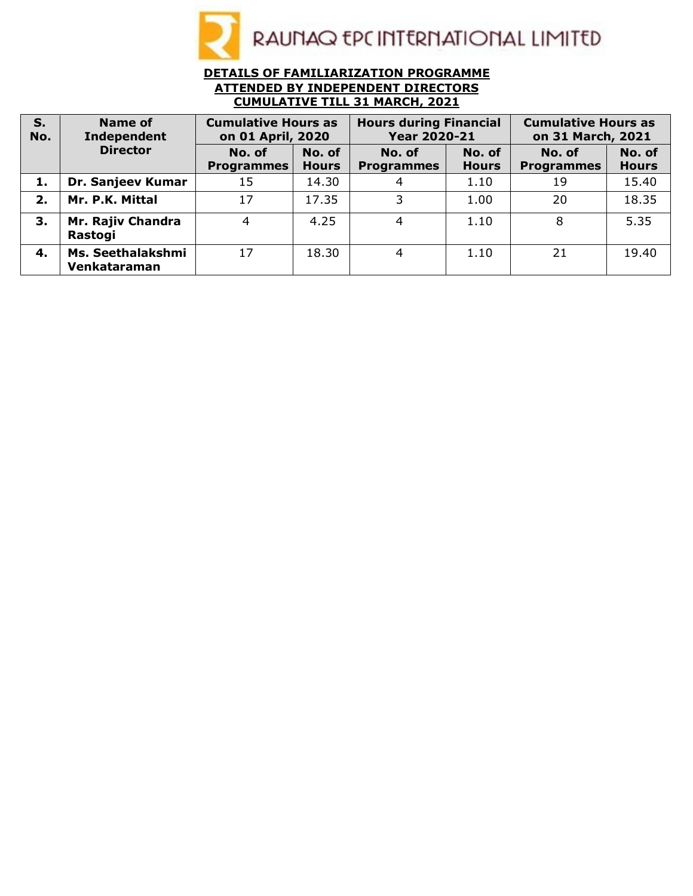RAUNAQ EPC INTERNATIONAL LIMITED

**DETAILS OF FAMILIARIZATION PROGRAMME**
**ATTENDED BY INDEPENDENT DIRECTORS**
**CUMULATIVE TILL 31 MARCH, 2021**

| S. No. | Name of Independent Director | Cumulative Hours as on 01 April, 2020 | | Hours during Financial Year 2020-21 | | Cumulative Hours as on 31 March, 2021 | |
|---|---|---|---|---|---|---|---|
| | | No. of Programmes | No. of Hours | No. of Programmes | No. of Hours | No. of Programmes | No. of Hours |
| 1. | Dr. Sanjeev Kumar | 15 | 14.30 | 4 | 1.10 | 19 | 15.40 |
| 2. | Mr. P.K. Mittal | 17 | 17.35 | 3 | 1.00 | 20 | 18.35 |
| 3. | Mr. Rajiv Chandra Rastogi | 4 | 4.25 | 4 | 1.10 | 8 | 5.35 |
| 4. | Ms. Seethalakshmi Venkataraman | 17 | 18.30 | 4 | 1.10 | 21 | 19.40 |